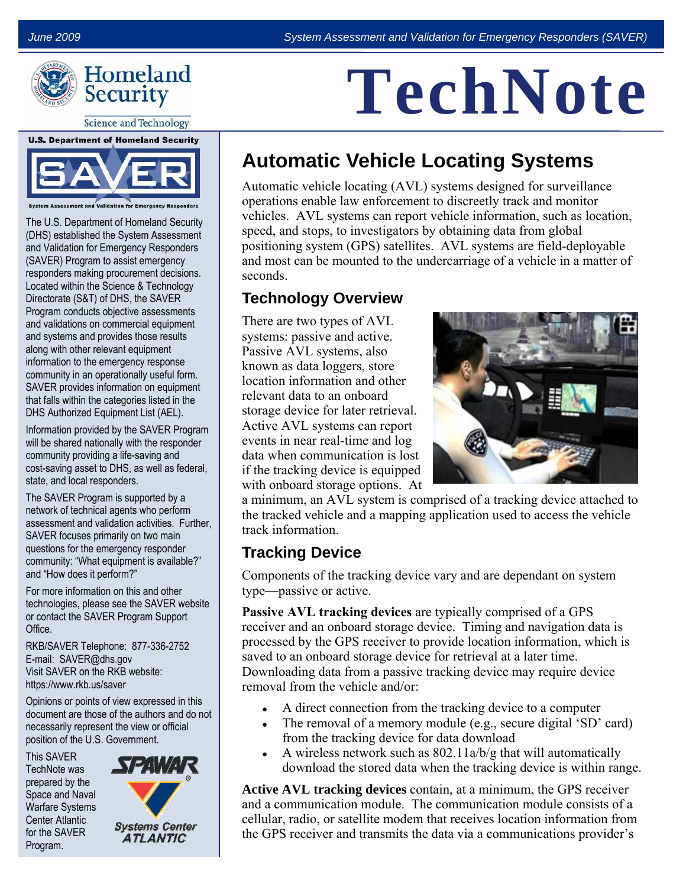# TechNote

## Automatic Vehicle Locating Systems

Automatic vehicle locating (AVL) systems designed for surveillance operations enable law enforcement to discreetly track and monitor vehicles. AVL systems can report vehicle information, such as location, speed, and stops, to investigators by obtaining data from global positioning system (GPS) satellites. AVL systems are field-deployable and most can be mounted to the undercarriage of a vehicle in a matter of seconds.

### Technology Overview

There are two types of AVL systems: passive and active. Passive AVL systems, also known as data loggers, store location information and other relevant data to an onboard storage device for later retrieval. Active AVL systems can report events in near real-time and log data when communication is lost if the tracking device is equipped with onboard storage options. At a minimum, an AVL system is comprised of a tracking device attached to the tracked vehicle and a mapping application used to access the vehicle track information.

### Tracking Device

Components of the tracking device vary and are dependant on system type—passive or active.

**Passive AVL tracking devices** are typically comprised of a GPS receiver and an onboard storage device. Timing and navigation data is processed by the GPS receiver to provide location information, which is saved to an onboard storage device for retrieval at a later time. Downloading data from a passive tracking device may require device removal from the vehicle and/or:

- A direct connection from the tracking device to a computer
- The removal of a memory module (e.g., secure digital 'SD' card) from the tracking device for data download
- A wireless network such as 802.11a/b/g that will automatically download the stored data when the tracking device is within range.

**Active AVL tracking devices** contain, at a minimum, the GPS receiver and a communication module. The communication module consists of a cellular, radio, or satellite modem that receives location information from the GPS receiver and transmits the data via a communications provider's

---

U.S. Department of Homeland Security

SAVER

System Assessment and Validation for Emergency Responders

The U.S. Department of Homeland Security (DHS) established the System Assessment and Validation for Emergency Responders (SAVER) Program to assist emergency responders making procurement decisions. Located within the Science & Technology Directorate (S&T) of DHS, the SAVER Program conducts objective assessments and validations on commercial equipment and systems and provides those results along with other relevant equipment information to the emergency response community in an operationally useful form. SAVER provides information on equipment that falls within the categories listed in the DHS Authorized Equipment List (AEL).

Information provided by the SAVER Program will be shared nationally with the responder community providing a life-saving and cost-saving asset to DHS, as well as federal, state, and local responders.

The SAVER Program is supported by a network of technical agents who perform assessment and validation activities. Further, SAVER focuses primarily on two main questions for the emergency responder community: "What equipment is available?" and "How does it perform?"

For more information on this and other technologies, please see the SAVER website or contact the SAVER Program Support Office.

RKB/SAVER Telephone: 877-336-2752
E-mail: SAVER@dhs.gov
Visit SAVER on the RKB website:
https://www.rkb.us/saver

Opinions or points of view expressed in this document are those of the authors and do not necessarily represent the view or official position of the U.S. Government.

This SAVER TechNote was prepared by the Space and Naval Warfare Systems Center Atlantic for the SAVER Program.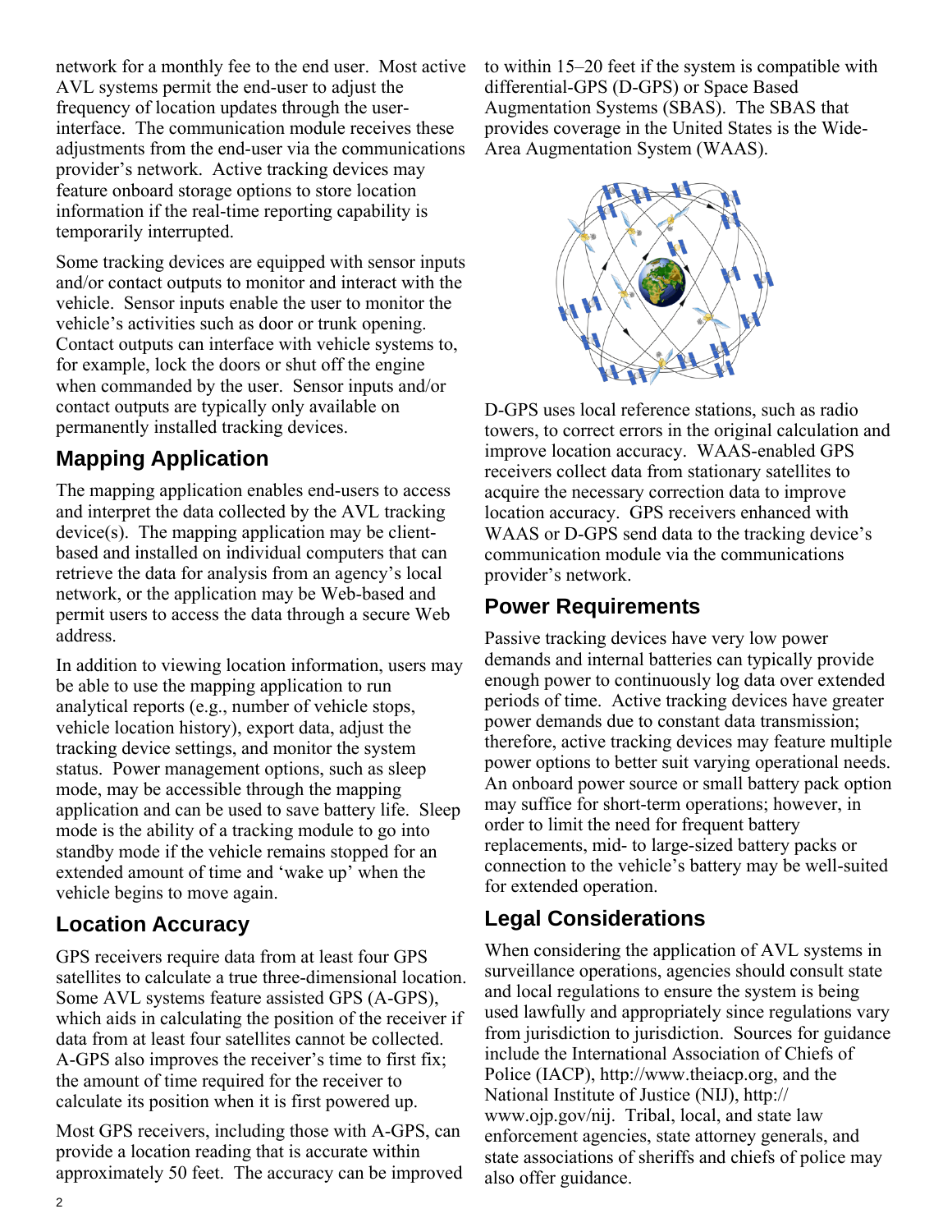network for a monthly fee to the end user. Most active AVL systems permit the end-user to adjust the frequency of location updates through the user-interface. The communication module receives these adjustments from the end-user via the communications provider's network. Active tracking devices may feature onboard storage options to store location information if the real-time reporting capability is temporarily interrupted.

Some tracking devices are equipped with sensor inputs and/or contact outputs to monitor and interact with the vehicle. Sensor inputs enable the user to monitor the vehicle's activities such as door or trunk opening. Contact outputs can interface with vehicle systems to, for example, lock the doors or shut off the engine when commanded by the user. Sensor inputs and/or contact outputs are typically only available on permanently installed tracking devices.

## Mapping Application

The mapping application enables end-users to access and interpret the data collected by the AVL tracking device(s). The mapping application may be client-based and installed on individual computers that can retrieve the data for analysis from an agency's local network, or the application may be Web-based and permit users to access the data through a secure Web address.

In addition to viewing location information, users may be able to use the mapping application to run analytical reports (e.g., number of vehicle stops, vehicle location history), export data, adjust the tracking device settings, and monitor the system status. Power management options, such as sleep mode, may be accessible through the mapping application and can be used to save battery life. Sleep mode is the ability of a tracking module to go into standby mode if the vehicle remains stopped for an extended amount of time and 'wake up' when the vehicle begins to move again.

## Location Accuracy

GPS receivers require data from at least four GPS satellites to calculate a true three-dimensional location. Some AVL systems feature assisted GPS (A-GPS), which aids in calculating the position of the receiver if data from at least four satellites cannot be collected. A-GPS also improves the receiver's time to first fix; the amount of time required for the receiver to calculate its position when it is first powered up.

Most GPS receivers, including those with A-GPS, can provide a location reading that is accurate within approximately 50 feet. The accuracy can be improved to within 15–20 feet if the system is compatible with differential-GPS (D-GPS) or Space Based Augmentation Systems (SBAS). The SBAS that provides coverage in the United States is the Wide-Area Augmentation System (WAAS).

D-GPS uses local reference stations, such as radio towers, to correct errors in the original calculation and improve location accuracy. WAAS-enabled GPS receivers collect data from stationary satellites to acquire the necessary correction data to improve location accuracy. GPS receivers enhanced with WAAS or D-GPS send data to the tracking device's communication module via the communications provider's network.

## Power Requirements

Passive tracking devices have very low power demands and internal batteries can typically provide enough power to continuously log data over extended periods of time. Active tracking devices have greater power demands due to constant data transmission; therefore, active tracking devices may feature multiple power options to better suit varying operational needs. An onboard power source or small battery pack option may suffice for short-term operations; however, in order to limit the need for frequent battery replacements, mid- to large-sized battery packs or connection to the vehicle's battery may be well-suited for extended operation.

## Legal Considerations

When considering the application of AVL systems in surveillance operations, agencies should consult state and local regulations to ensure the system is being used lawfully and appropriately since regulations vary from jurisdiction to jurisdiction. Sources for guidance include the International Association of Chiefs of Police (IACP), http://www.theiacp.org, and the National Institute of Justice (NIJ), http://www.ojp.gov/nij. Tribal, local, and state law enforcement agencies, state attorney generals, and state associations of sheriffs and chiefs of police may also offer guidance.